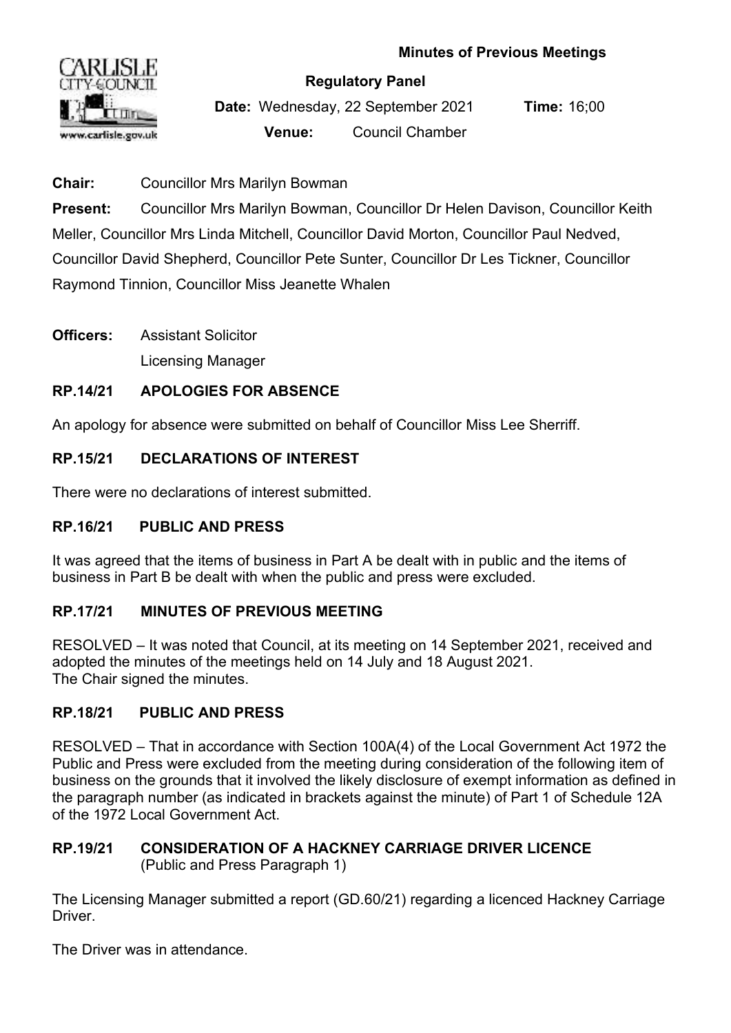**Minutes of Previous Meetings**

**Regulatory Panel**

**Date:** Wednesday, 22 September 2021 **Time:** 16;00

**Venue:** Council Chamber

**Chair:** Councillor Mrs Marilyn Bowman

**Present:** Councillor Mrs Marilyn Bowman, Councillor Dr Helen Davison, Councillor Keith Meller, Councillor Mrs Linda Mitchell, Councillor David Morton, Councillor Paul Nedved, Councillor David Shepherd, Councillor Pete Sunter, Councillor Dr Les Tickner, Councillor Raymond Tinnion, Councillor Miss Jeanette Whalen

**Officers:** Assistant Solicitor
Licensing Manager

## RP.14/21 APOLOGIES FOR ABSENCE

An apology for absence were submitted on behalf of Councillor Miss Lee Sherriff.

## RP.15/21 DECLARATIONS OF INTEREST

There were no declarations of interest submitted.

## RP.16/21 PUBLIC AND PRESS

It was agreed that the items of business in Part A be dealt with in public and the items of business in Part B be dealt with when the public and press were excluded.

## RP.17/21 MINUTES OF PREVIOUS MEETING

RESOLVED – It was noted that Council, at its meeting on 14 September 2021, received and adopted the minutes of the meetings held on 14 July and 18 August 2021.
The Chair signed the minutes.

## RP.18/21 PUBLIC AND PRESS

RESOLVED – That in accordance with Section 100A(4) of the Local Government Act 1972 the Public and Press were excluded from the meeting during consideration of the following item of business on the grounds that it involved the likely disclosure of exempt information as defined in the paragraph number (as indicated in brackets against the minute) of Part 1 of Schedule 12A of the 1972 Local Government Act.

## RP.19/21 CONSIDERATION OF A HACKNEY CARRIAGE DRIVER LICENCE
(Public and Press Paragraph 1)

The Licensing Manager submitted a report (GD.60/21) regarding a licenced Hackney Carriage Driver.

The Driver was in attendance.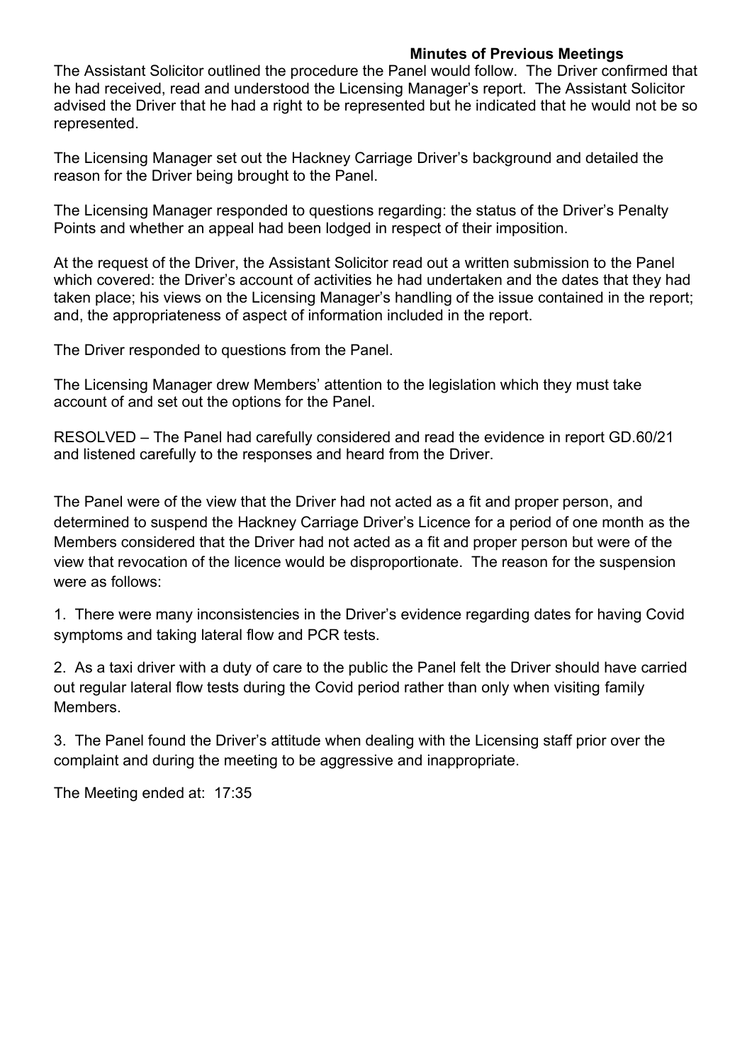The Assistant Solicitor outlined the procedure the Panel would follow. The Driver confirmed that he had received, read and understood the Licensing Manager's report. The Assistant Solicitor advised the Driver that he had a right to be represented but he indicated that he would not be so represented.

The Licensing Manager set out the Hackney Carriage Driver's background and detailed the reason for the Driver being brought to the Panel.

The Licensing Manager responded to questions regarding: the status of the Driver's Penalty Points and whether an appeal had been lodged in respect of their imposition.

At the request of the Driver, the Assistant Solicitor read out a written submission to the Panel which covered: the Driver's account of activities he had undertaken and the dates that they had taken place; his views on the Licensing Manager's handling of the issue contained in the report; and, the appropriateness of aspect of information included in the report.

The Driver responded to questions from the Panel.

The Licensing Manager drew Members' attention to the legislation which they must take account of and set out the options for the Panel.

RESOLVED – The Panel had carefully considered and read the evidence in report GD.60/21 and listened carefully to the responses and heard from the Driver.

The Panel were of the view that the Driver had not acted as a fit and proper person, and determined to suspend the Hackney Carriage Driver's Licence for a period of one month as the Members considered that the Driver had not acted as a fit and proper person but were of the view that revocation of the licence would be disproportionate. The reason for the suspension were as follows:

1. There were many inconsistencies in the Driver's evidence regarding dates for having Covid symptoms and taking lateral flow and PCR tests.

2. As a taxi driver with a duty of care to the public the Panel felt the Driver should have carried out regular lateral flow tests during the Covid period rather than only when visiting family Members.

3. The Panel found the Driver's attitude when dealing with the Licensing staff prior over the complaint and during the meeting to be aggressive and inappropriate.

The Meeting ended at: 17:35